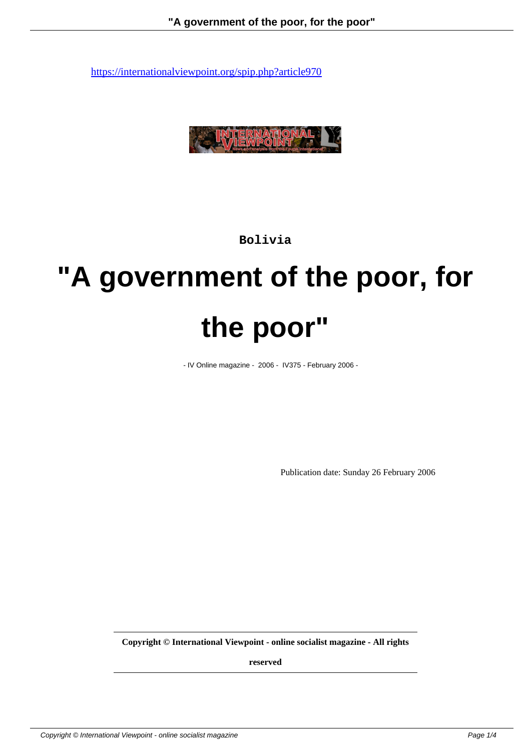https://internationalviewpoint.org/spip.php?article970

Bolivia

# "A government of the poor, for the poor"

- IV Online magazine - 2006 - IV375 - February 2006 -

Publication date: Sunday 26 February 2006

**Copyright © International Viewpoint - online socialist magazine - All rights reserved**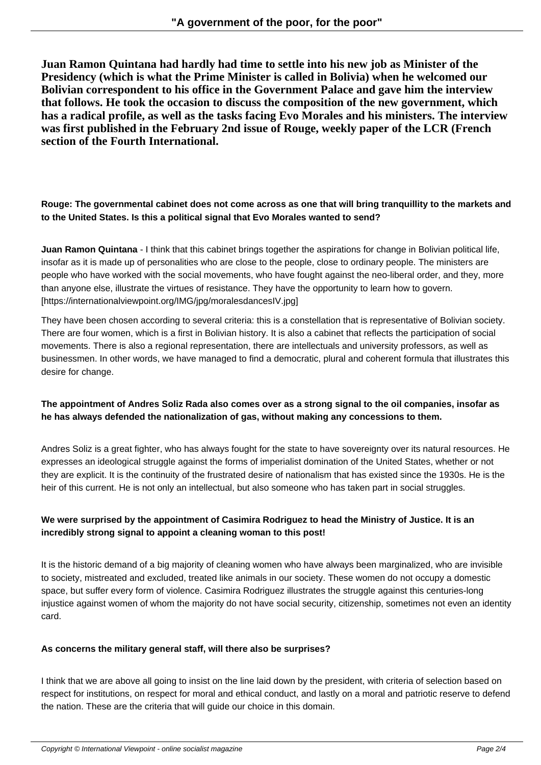**Juan Ramon Quintana had hardly had time to settle into his new job as Minister of the Presidency (which is what the Prime Minister is called in Bolivia) when he welcomed our Bolivian correspondent to his office in the Government Palace and gave him the interview that follows. He took the occasion to discuss the composition of the new government, which has a radical profile, as well as the tasks facing Evo Morales and his ministers. The interview was first published in the February 2nd issue of Rouge, weekly paper of the LCR (French section of the Fourth International.**

**Rouge: The governmental cabinet does not come across as one that will bring tranquillity to the markets and to the United States. Is this a political signal that Evo Morales wanted to send?**

**Juan Ramon Quintana** - I think that this cabinet brings together the aspirations for change in Bolivian political life, insofar as it is made up of personalities who are close to the people, close to ordinary people. The ministers are people who have worked with the social movements, who have fought against the neo-liberal order, and they, more than anyone else, illustrate the virtues of resistance. They have the opportunity to learn how to govern. [https://internationalviewpoint.org/IMG/jpg/moralesdancesIV.jpg]

They have been chosen according to several criteria: this is a constellation that is representative of Bolivian society. There are four women, which is a first in Bolivian history. It is also a cabinet that reflects the participation of social movements. There is also a regional representation, there are intellectuals and university professors, as well as businessmen. In other words, we have managed to find a democratic, plural and coherent formula that illustrates this desire for change.

**The appointment of Andres Soliz Rada also comes over as a strong signal to the oil companies, insofar as he has always defended the nationalization of gas, without making any concessions to them.**

Andres Soliz is a great fighter, who has always fought for the state to have sovereignty over its natural resources. He expresses an ideological struggle against the forms of imperialist domination of the United States, whether or not they are explicit. It is the continuity of the frustrated desire of nationalism that has existed since the 1930s. He is the heir of this current. He is not only an intellectual, but also someone who has taken part in social struggles.

**We were surprised by the appointment of Casimira Rodriguez to head the Ministry of Justice. It is an incredibly strong signal to appoint a cleaning woman to this post!**

It is the historic demand of a big majority of cleaning women who have always been marginalized, who are invisible to society, mistreated and excluded, treated like animals in our society. These women do not occupy a domestic space, but suffer every form of violence. Casimira Rodriguez illustrates the struggle against this centuries-long injustice against women of whom the majority do not have social security, citizenship, sometimes not even an identity card.

**As concerns the military general staff, will there also be surprises?**

I think that we are above all going to insist on the line laid down by the president, with criteria of selection based on respect for institutions, on respect for moral and ethical conduct, and lastly on a moral and patriotic reserve to defend the nation. These are the criteria that will guide our choice in this domain.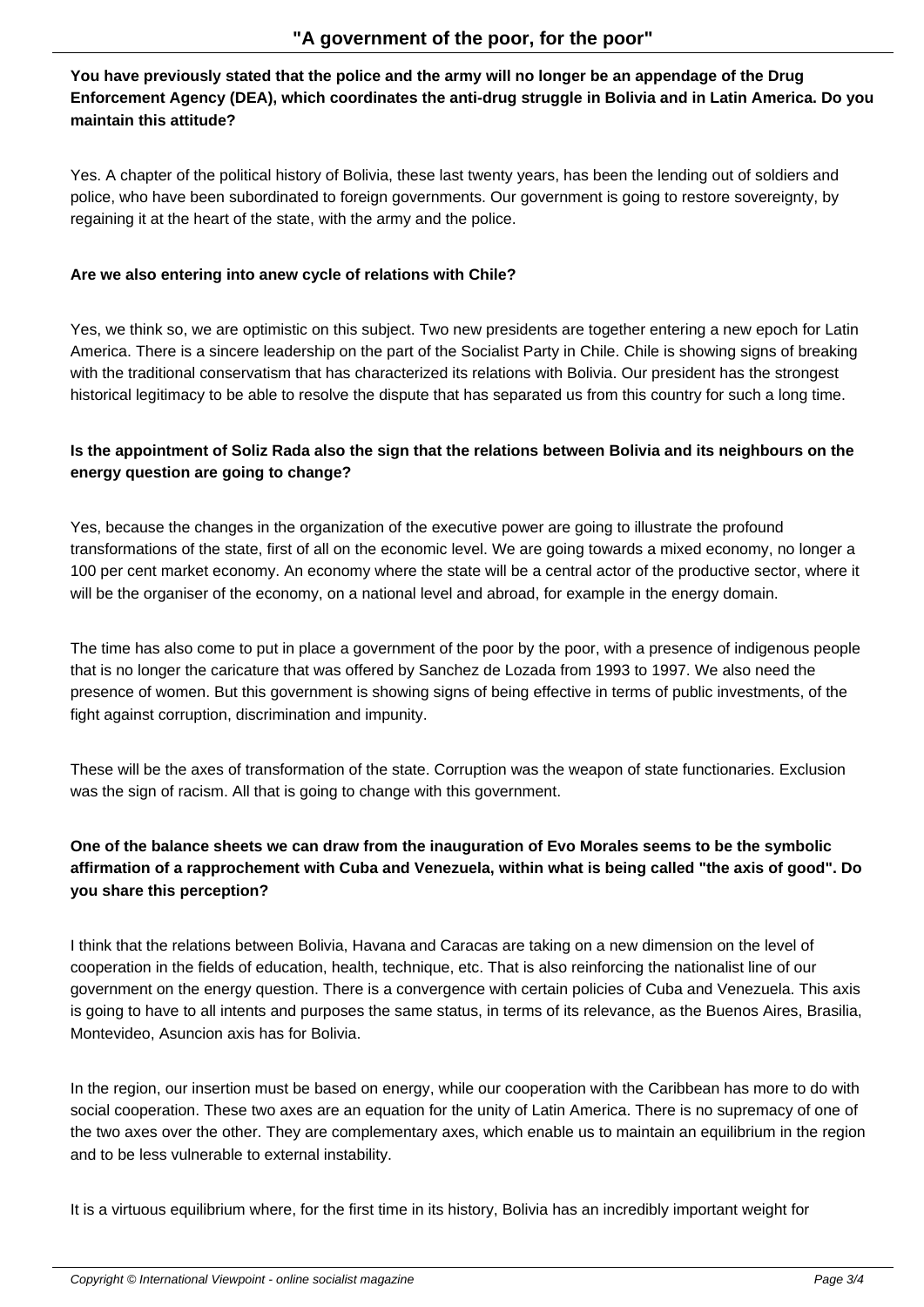**You have previously stated that the police and the army will no longer be an appendage of the Drug Enforcement Agency (DEA), which coordinates the anti-drug struggle in Bolivia and in Latin America. Do you maintain this attitude?**

Yes. A chapter of the political history of Bolivia, these last twenty years, has been the lending out of soldiers and police, who have been subordinated to foreign governments. Our government is going to restore sovereignty, by regaining it at the heart of the state, with the army and the police.

**Are we also entering into anew cycle of relations with Chile?**

Yes, we think so, we are optimistic on this subject. Two new presidents are together entering a new epoch for Latin America. There is a sincere leadership on the part of the Socialist Party in Chile. Chile is showing signs of breaking with the traditional conservatism that has characterized its relations with Bolivia. Our president has the strongest historical legitimacy to be able to resolve the dispute that has separated us from this country for such a long time.

**Is the appointment of Soliz Rada also the sign that the relations between Bolivia and its neighbours on the energy question are going to change?**

Yes, because the changes in the organization of the executive power are going to illustrate the profound transformations of the state, first of all on the economic level. We are going towards a mixed economy, no longer a 100 per cent market economy. An economy where the state will be a central actor of the productive sector, where it will be the organiser of the economy, on a national level and abroad, for example in the energy domain.

The time has also come to put in place a government of the poor by the poor, with a presence of indigenous people that is no longer the caricature that was offered by Sanchez de Lozada from 1993 to 1997. We also need the presence of women. But this government is showing signs of being effective in terms of public investments, of the fight against corruption, discrimination and impunity.

These will be the axes of transformation of the state. Corruption was the weapon of state functionaries. Exclusion was the sign of racism. All that is going to change with this government.

**One of the balance sheets we can draw from the inauguration of Evo Morales seems to be the symbolic affirmation of a rapprochement with Cuba and Venezuela, within what is being called "the axis of good". Do you share this perception?**

I think that the relations between Bolivia, Havana and Caracas are taking on a new dimension on the level of cooperation in the fields of education, health, technique, etc. That is also reinforcing the nationalist line of our government on the energy question. There is a convergence with certain policies of Cuba and Venezuela. This axis is going to have to all intents and purposes the same status, in terms of its relevance, as the Buenos Aires, Brasilia, Montevideo, Asuncion axis has for Bolivia.

In the region, our insertion must be based on energy, while our cooperation with the Caribbean has more to do with social cooperation. These two axes are an equation for the unity of Latin America. There is no supremacy of one of the two axes over the other. They are complementary axes, which enable us to maintain an equilibrium in the region and to be less vulnerable to external instability.

It is a virtuous equilibrium where, for the first time in its history, Bolivia has an incredibly important weight for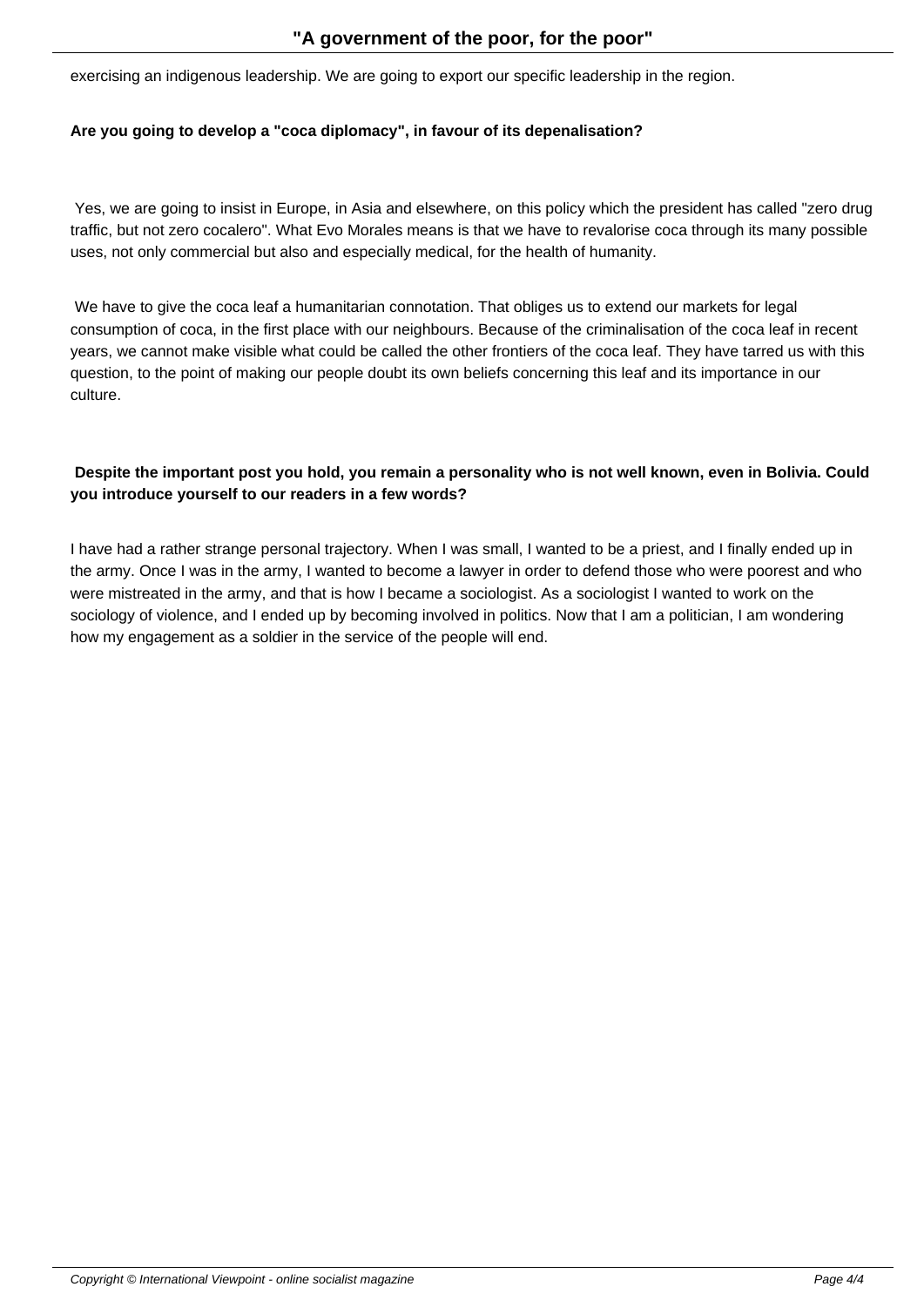exercising an indigenous leadership. We are going to export our specific leadership in the region.

**Are you going to develop a "coca diplomacy", in favour of its depenalisation?**

Yes, we are going to insist in Europe, in Asia and elsewhere, on this policy which the president has called "zero drug traffic, but not zero cocalero". What Evo Morales means is that we have to revalorise coca through its many possible uses, not only commercial but also and especially medical, for the health of humanity.

We have to give the coca leaf a humanitarian connotation. That obliges us to extend our markets for legal consumption of coca, in the first place with our neighbours. Because of the criminalisation of the coca leaf in recent years, we cannot make visible what could be called the other frontiers of the coca leaf. They have tarred us with this question, to the point of making our people doubt its own beliefs concerning this leaf and its importance in our culture.

**Despite the important post you hold, you remain a personality who is not well known, even in Bolivia. Could you introduce yourself to our readers in a few words?**

I have had a rather strange personal trajectory. When I was small, I wanted to be a priest, and I finally ended up in the army. Once I was in the army, I wanted to become a lawyer in order to defend those who were poorest and who were mistreated in the army, and that is how I became a sociologist. As a sociologist I wanted to work on the sociology of violence, and I ended up by becoming involved in politics. Now that I am a politician, I am wondering how my engagement as a soldier in the service of the people will end.